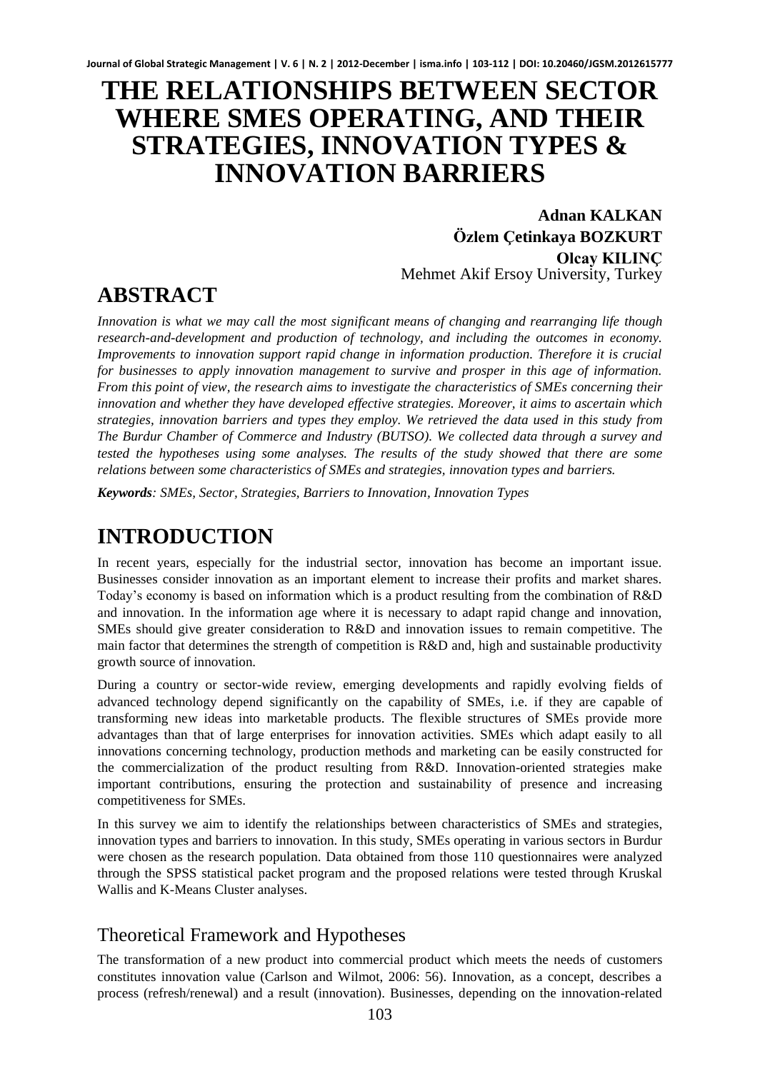# THE RELATIONSHIPS BETWEEN SECTOR WHERE SMES OPERATING, AND THEIR STRATEGIES, INNOVATION TYPES & INNOVATION BARRIERS

**Adnan KALKAN**
**Özlem Çetinkaya BOZKURT**
**Olcay KILINÇ**
Mehmet Akif Ersoy University, Turkey

## ABSTRACT

*Innovation is what we may call the most significant means of changing and rearranging life though research-and-development and production of technology, and including the outcomes in economy. Improvements to innovation support rapid change in information production. Therefore it is crucial for businesses to apply innovation management to survive and prosper in this age of information. From this point of view, the research aims to investigate the characteristics of SMEs concerning their innovation and whether they have developed effective strategies. Moreover, it aims to ascertain which strategies, innovation barriers and types they employ. We retrieved the data used in this study from The Burdur Chamber of Commerce and Industry (BUTSO). We collected data through a survey and tested the hypotheses using some analyses. The results of the study showed that there are some relations between some characteristics of SMEs and strategies, innovation types and barriers.*

***Keywords****: SMEs, Sector, Strategies, Barriers to Innovation, Innovation Types*

## INTRODUCTION

In recent years, especially for the industrial sector, innovation has become an important issue. Businesses consider innovation as an important element to increase their profits and market shares. Today's economy is based on information which is a product resulting from the combination of R&D and innovation. In the information age where it is necessary to adapt rapid change and innovation, SMEs should give greater consideration to R&D and innovation issues to remain competitive. The main factor that determines the strength of competition is R&D and, high and sustainable productivity growth source of innovation.

During a country or sector-wide review, emerging developments and rapidly evolving fields of advanced technology depend significantly on the capability of SMEs, i.e. if they are capable of transforming new ideas into marketable products. The flexible structures of SMEs provide more advantages than that of large enterprises for innovation activities. SMEs which adapt easily to all innovations concerning technology, production methods and marketing can be easily constructed for the commercialization of the product resulting from R&D. Innovation-oriented strategies make important contributions, ensuring the protection and sustainability of presence and increasing competitiveness for SMEs.

In this survey we aim to identify the relationships between characteristics of SMEs and strategies, innovation types and barriers to innovation. In this study, SMEs operating in various sectors in Burdur were chosen as the research population. Data obtained from those 110 questionnaires were analyzed through the SPSS statistical packet program and the proposed relations were tested through Kruskal Wallis and K-Means Cluster analyses.

### Theoretical Framework and Hypotheses

The transformation of a new product into commercial product which meets the needs of customers constitutes innovation value (Carlson and Wilmot, 2006: 56). Innovation, as a concept, describes a process (refresh/renewal) and a result (innovation). Businesses, depending on the innovation-related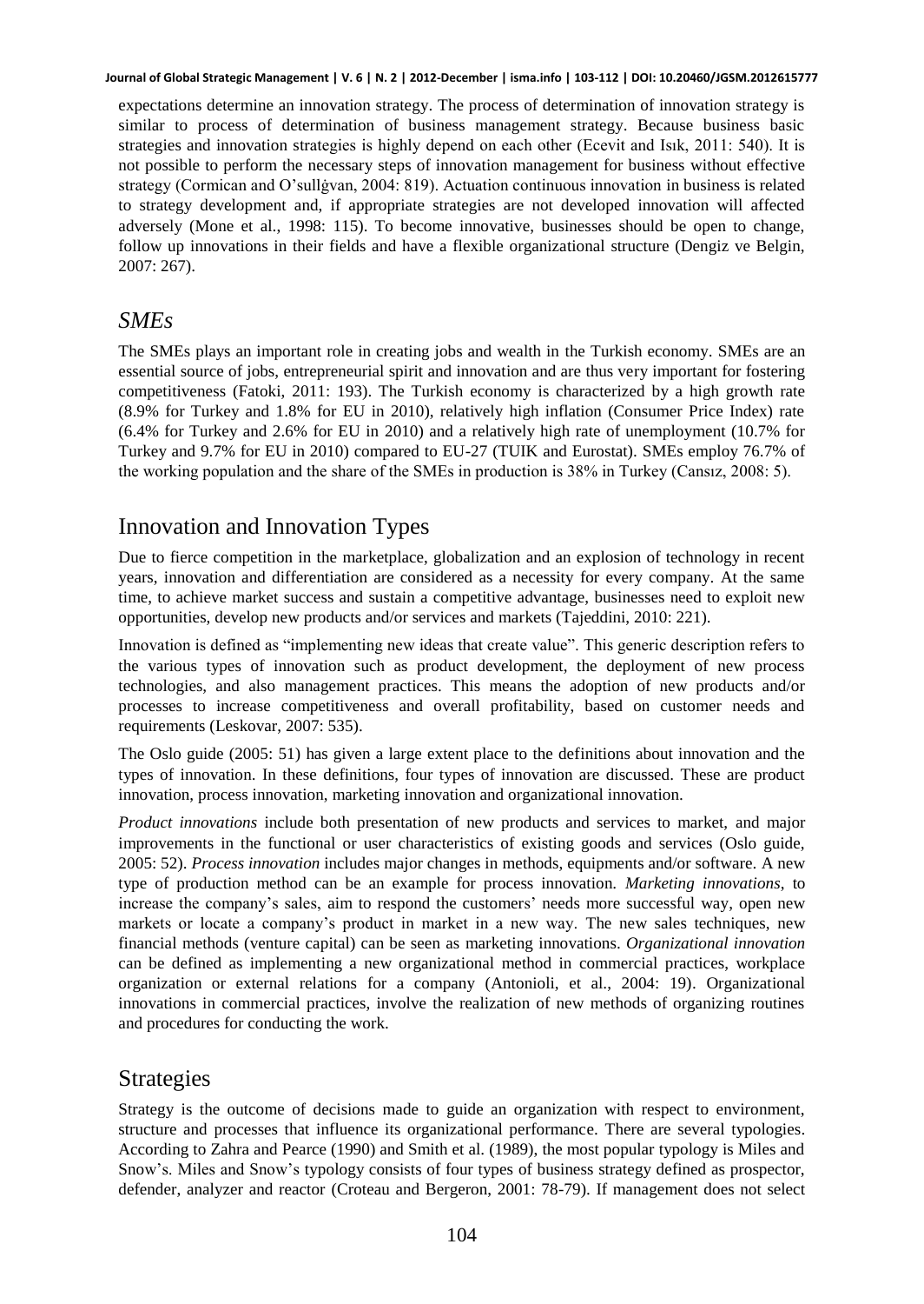expectations determine an innovation strategy. The process of determination of innovation strategy is similar to process of determination of business management strategy. Because business basic strategies and innovation strategies is highly depend on each other (Ecevit and Isık, 2011: 540). It is not possible to perform the necessary steps of innovation management for business without effective strategy (Cormican and O'sullġvan, 2004: 819). Actuation continuous innovation in business is related to strategy development and, if appropriate strategies are not developed innovation will affected adversely (Mone et al., 1998: 115). To become innovative, businesses should be open to change, follow up innovations in their fields and have a flexible organizational structure (Dengiz ve Belgin, 2007: 267).

## *SMEs*

The SMEs plays an important role in creating jobs and wealth in the Turkish economy. SMEs are an essential source of jobs, entrepreneurial spirit and innovation and are thus very important for fostering competitiveness (Fatoki, 2011: 193). The Turkish economy is characterized by a high growth rate (8.9% for Turkey and 1.8% for EU in 2010), relatively high inflation (Consumer Price Index) rate (6.4% for Turkey and 2.6% for EU in 2010) and a relatively high rate of unemployment (10.7% for Turkey and 9.7% for EU in 2010) compared to EU-27 (TUIK and Eurostat). SMEs employ 76.7% of the working population and the share of the SMEs in production is 38% in Turkey (Cansız, 2008: 5).

## Innovation and Innovation Types

Due to fierce competition in the marketplace, globalization and an explosion of technology in recent years, innovation and differentiation are considered as a necessity for every company. At the same time, to achieve market success and sustain a competitive advantage, businesses need to exploit new opportunities, develop new products and/or services and markets (Tajeddini, 2010: 221).

Innovation is defined as "implementing new ideas that create value". This generic description refers to the various types of innovation such as product development, the deployment of new process technologies, and also management practices. This means the adoption of new products and/or processes to increase competitiveness and overall profitability, based on customer needs and requirements (Leskovar, 2007: 535).

The Oslo guide (2005: 51) has given a large extent place to the definitions about innovation and the types of innovation. In these definitions, four types of innovation are discussed. These are product innovation, process innovation, marketing innovation and organizational innovation.

*Product innovations* include both presentation of new products and services to market, and major improvements in the functional or user characteristics of existing goods and services (Oslo guide, 2005: 52). *Process innovation* includes major changes in methods, equipments and/or software. A new type of production method can be an example for process innovation. *Marketing innovations*, to increase the company's sales, aim to respond the customers' needs more successful way, open new markets or locate a company's product in market in a new way. The new sales techniques, new financial methods (venture capital) can be seen as marketing innovations. *Organizational innovation* can be defined as implementing a new organizational method in commercial practices, workplace organization or external relations for a company (Antonioli, et al., 2004: 19). Organizational innovations in commercial practices, involve the realization of new methods of organizing routines and procedures for conducting the work.

## Strategies

Strategy is the outcome of decisions made to guide an organization with respect to environment, structure and processes that influence its organizational performance. There are several typologies. According to Zahra and Pearce (1990) and Smith et al. (1989), the most popular typology is Miles and Snow's. Miles and Snow's typology consists of four types of business strategy defined as prospector, defender, analyzer and reactor (Croteau and Bergeron, 2001: 78-79). If management does not select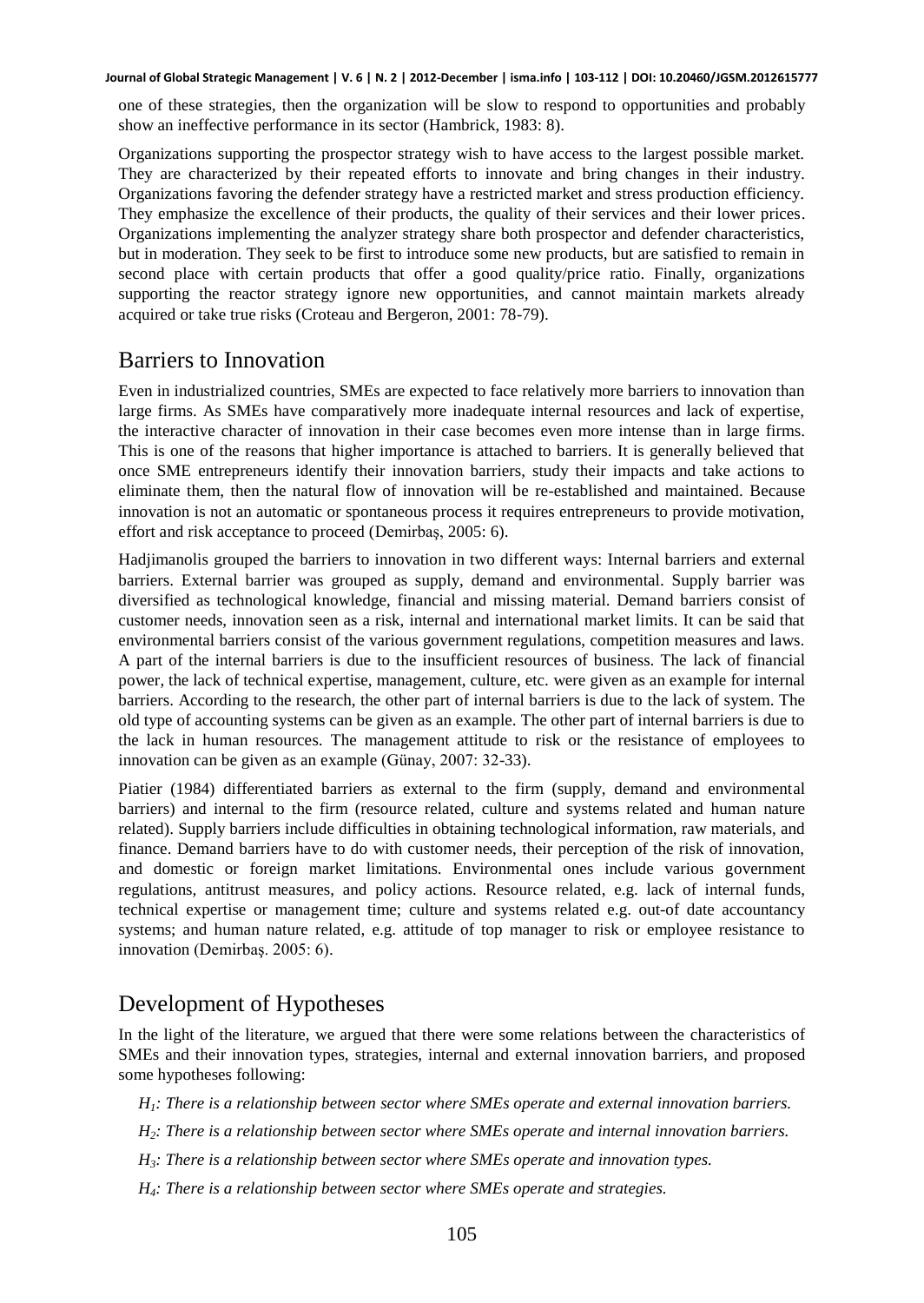one of these strategies, then the organization will be slow to respond to opportunities and probably show an ineffective performance in its sector (Hambrick, 1983: 8).

Organizations supporting the prospector strategy wish to have access to the largest possible market. They are characterized by their repeated efforts to innovate and bring changes in their industry. Organizations favoring the defender strategy have a restricted market and stress production efficiency. They emphasize the excellence of their products, the quality of their services and their lower prices. Organizations implementing the analyzer strategy share both prospector and defender characteristics, but in moderation. They seek to be first to introduce some new products, but are satisfied to remain in second place with certain products that offer a good quality/price ratio. Finally, organizations supporting the reactor strategy ignore new opportunities, and cannot maintain markets already acquired or take true risks (Croteau and Bergeron, 2001: 78-79).

## Barriers to Innovation

Even in industrialized countries, SMEs are expected to face relatively more barriers to innovation than large firms. As SMEs have comparatively more inadequate internal resources and lack of expertise, the interactive character of innovation in their case becomes even more intense than in large firms. This is one of the reasons that higher importance is attached to barriers. It is generally believed that once SME entrepreneurs identify their innovation barriers, study their impacts and take actions to eliminate them, then the natural flow of innovation will be re-established and maintained. Because innovation is not an automatic or spontaneous process it requires entrepreneurs to provide motivation, effort and risk acceptance to proceed (Demirbaş, 2005: 6).

Hadjimanolis grouped the barriers to innovation in two different ways: Internal barriers and external barriers. External barrier was grouped as supply, demand and environmental. Supply barrier was diversified as technological knowledge, financial and missing material. Demand barriers consist of customer needs, innovation seen as a risk, internal and international market limits. It can be said that environmental barriers consist of the various government regulations, competition measures and laws. A part of the internal barriers is due to the insufficient resources of business. The lack of financial power, the lack of technical expertise, management, culture, etc. were given as an example for internal barriers. According to the research, the other part of internal barriers is due to the lack of system. The old type of accounting systems can be given as an example. The other part of internal barriers is due to the lack in human resources. The management attitude to risk or the resistance of employees to innovation can be given as an example (Günay, 2007: 32-33).

Piatier (1984) differentiated barriers as external to the firm (supply, demand and environmental barriers) and internal to the firm (resource related, culture and systems related and human nature related). Supply barriers include difficulties in obtaining technological information, raw materials, and finance. Demand barriers have to do with customer needs, their perception of the risk of innovation, and domestic or foreign market limitations. Environmental ones include various government regulations, antitrust measures, and policy actions. Resource related, e.g. lack of internal funds, technical expertise or management time; culture and systems related e.g. out-of date accountancy systems; and human nature related, e.g. attitude of top manager to risk or employee resistance to innovation (Demirbaş. 2005: 6).

## Development of Hypotheses

In the light of the literature, we argued that there were some relations between the characteristics of SMEs and their innovation types, strategies, internal and external innovation barriers, and proposed some hypotheses following:

*$H_1$: There is a relationship between sector where SMEs operate and external innovation barriers.*

*$H_2$: There is a relationship between sector where SMEs operate and internal innovation barriers.*

*$H_3$: There is a relationship between sector where SMEs operate and innovation types.*

*$H_4$: There is a relationship between sector where SMEs operate and strategies.*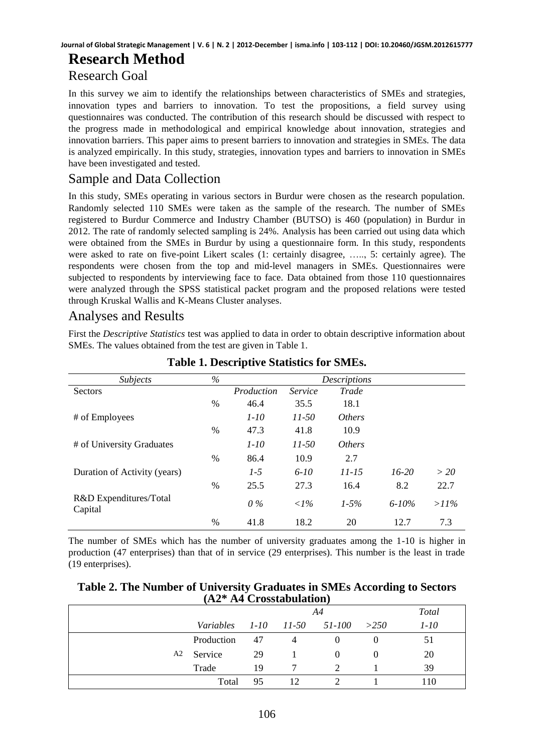# Research Method

## Research Goal

In this survey we aim to identify the relationships between characteristics of SMEs and strategies, innovation types and barriers to innovation. To test the propositions, a field survey using questionnaires was conducted. The contribution of this research should be discussed with respect to the progress made in methodological and empirical knowledge about innovation, strategies and innovation barriers. This paper aims to present barriers to innovation and strategies in SMEs. The data is analyzed empirically. In this study, strategies, innovation types and barriers to innovation in SMEs have been investigated and tested.

## Sample and Data Collection

In this study, SMEs operating in various sectors in Burdur were chosen as the research population. Randomly selected 110 SMEs were taken as the sample of the research. The number of SMEs registered to Burdur Commerce and Industry Chamber (BUTSO) is 460 (population) in Burdur in 2012. The rate of randomly selected sampling is 24%. Analysis has been carried out using data which were obtained from the SMEs in Burdur by using a questionnaire form. In this study, respondents were asked to rate on five-point Likert scales (1: certainly disagree, ….., 5: certainly agree). The respondents were chosen from the top and mid-level managers in SMEs. Questionnaires were subjected to respondents by interviewing face to face. Data obtained from those 110 questionnaires were analyzed through the SPSS statistical packet program and the proposed relations were tested through Kruskal Wallis and K-Means Cluster analyses.

## Analyses and Results

First the *Descriptive Statistics* test was applied to data in order to obtain descriptive information about SMEs. The values obtained from the test are given in Table 1.

**Table 1. Descriptive Statistics for SMEs.**

| *Subjects* | *%* | *Descriptions* | | | | |
|---|---|---|---|---|---|---|
| Sectors | | *Production* | *Service* | *Trade* | | |
| | % | 46.4 | 35.5 | 18.1 | | |
| # of Employees | | *1-10* | *11-50* | *Others* | | |
| | % | 47.3 | 41.8 | 10.9 | | |
| # of University Graduates | | *1-10* | *11-50* | *Others* | | |
| | % | 86.4 | 10.9 | 2.7 | | |
| Duration of Activity (years) | | *1-5* | *6-10* | *11-15* | *16-20* | *> 20* |
| | % | 25.5 | 27.3 | 16.4 | 8.2 | 22.7 |
| R&D Expenditures/Total Capital | | *0 %* | *<1%* | *1-5%* | *6-10%* | *>11%* |
| | % | 41.8 | 18.2 | 20 | 12.7 | 7.3 |

The number of SMEs which has the number of university graduates among the 1-10 is higher in production (47 enterprises) than that of in service (29 enterprises). This number is the least in trade (19 enterprises).

**Table 2. The Number of University Graduates in SMEs According to Sectors (A2* A4 Crosstabulation)**

| | | *A4* | | | | *Total* |
|---|---|---|---|---|---|---|
| | *Variables* | *1-10* | *11-50* | *51-100* | *>250* | *1-10* |
| A2 | Production | 47 | 4 | 0 | 0 | 51 |
| | Service | 29 | 1 | 0 | 0 | 20 |
| | Trade | 19 | 7 | 2 | 1 | 39 |
| | Total | 95 | 12 | 2 | 1 | 110 |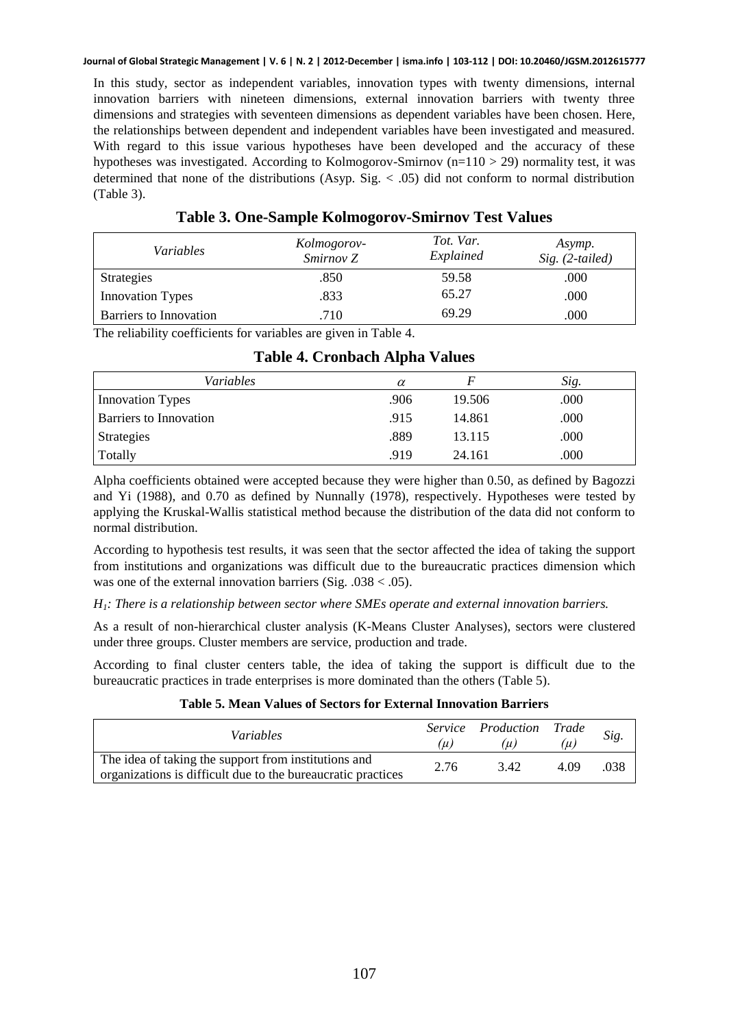In this study, sector as independent variables, innovation types with twenty dimensions, internal innovation barriers with nineteen dimensions, external innovation barriers with twenty three dimensions and strategies with seventeen dimensions as dependent variables have been chosen. Here, the relationships between dependent and independent variables have been investigated and measured. With regard to this issue various hypotheses have been developed and the accuracy of these hypotheses was investigated. According to Kolmogorov-Smirnov (n=110 > 29) normality test, it was determined that none of the distributions (Asyp. Sig. < .05) did not conform to normal distribution (Table 3).

## Table 3. One-Sample Kolmogorov-Smirnov Test Values

| *Variables* | *Kolmogorov-Smirnov Z* | *Tot. Var. Explained* | *Asymp. Sig. (2-tailed)* |
|---|---|---|---|
| Strategies | .850 | 59.58 | .000 |
| Innovation Types | .833 | 65.27 | .000 |
| Barriers to Innovation | .710 | 69.29 | .000 |

The reliability coefficients for variables are given in Table 4.

## Table 4. Cronbach Alpha Values

| *Variables* | $\alpha$ | *F* | *Sig.* |
|---|---|---|---|
| Innovation Types | .906 | 19.506 | .000 |
| Barriers to Innovation | .915 | 14.861 | .000 |
| Strategies | .889 | 13.115 | .000 |
| Totally | .919 | 24.161 | .000 |

Alpha coefficients obtained were accepted because they were higher than 0.50, as defined by Bagozzi and Yi (1988), and 0.70 as defined by Nunnally (1978), respectively. Hypotheses were tested by applying the Kruskal-Wallis statistical method because the distribution of the data did not conform to normal distribution.

According to hypothesis test results, it was seen that the sector affected the idea of taking the support from institutions and organizations was difficult due to the bureaucratic practices dimension which was one of the external innovation barriers (Sig. .038 < .05).

*$H_1$: There is a relationship between sector where SMEs operate and external innovation barriers.*

As a result of non-hierarchical cluster analysis (K-Means Cluster Analyses), sectors were clustered under three groups. Cluster members are service, production and trade.

According to final cluster centers table, the idea of taking the support is difficult due to the bureaucratic practices in trade enterprises is more dominated than the others (Table 5).

**Table 5. Mean Values of Sectors for External Innovation Barriers**

| *Variables* | *Service ($\mu$)* | *Production ($\mu$)* | *Trade ($\mu$)* | *Sig.* |
|---|---|---|---|---|
| The idea of taking the support from institutions and organizations is difficult due to the bureaucratic practices | 2.76 | 3.42 | 4.09 | .038 |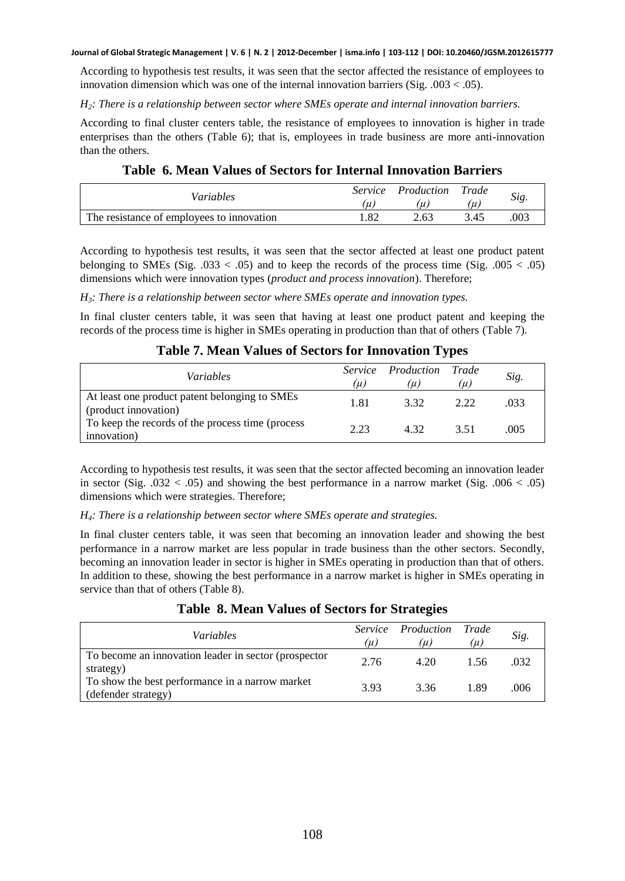According to hypothesis test results, it was seen that the sector affected the resistance of employees to innovation dimension which was one of the internal innovation barriers (Sig. .003 < .05).

*$H_2$: There is a relationship between sector where SMEs operate and internal innovation barriers.*

According to final cluster centers table, the resistance of employees to innovation is higher in trade enterprises than the others (Table 6); that is, employees in trade business are more anti-innovation than the others.

**Table 6. Mean Values of Sectors for Internal Innovation Barriers**

| *Variables* | *Service (μ)* | *Production (μ)* | *Trade (μ)* | *Sig.* |
|---|---|---|---|---|
| The resistance of employees to innovation | 1.82 | 2.63 | 3.45 | .003 |

According to hypothesis test results, it was seen that the sector affected at least one product patent belonging to SMEs (Sig. .033 < .05) and to keep the records of the process time (Sig. .005 < .05) dimensions which were innovation types (*product and process innovation*). Therefore;

*$H_3$: There is a relationship between sector where SMEs operate and innovation types.*

In final cluster centers table, it was seen that having at least one product patent and keeping the records of the process time is higher in SMEs operating in production than that of others (Table 7).

**Table 7. Mean Values of Sectors for Innovation Types**

| *Variables* | *Service (μ)* | *Production (μ)* | *Trade (μ)* | *Sig.* |
|---|---|---|---|---|
| At least one product patent belonging to SMEs (product innovation) | 1.81 | 3.32 | 2.22 | .033 |
| To keep the records of the process time (process innovation) | 2.23 | 4.32 | 3.51 | .005 |

According to hypothesis test results, it was seen that the sector affected becoming an innovation leader in sector (Sig. .032 < .05) and showing the best performance in a narrow market (Sig. .006 < .05) dimensions which were strategies. Therefore;

*$H_4$: There is a relationship between sector where SMEs operate and strategies.*

In final cluster centers table, it was seen that becoming an innovation leader and showing the best performance in a narrow market are less popular in trade business than the other sectors. Secondly, becoming an innovation leader in sector is higher in SMEs operating in production than that of others. In addition to these, showing the best performance in a narrow market is higher in SMEs operating in service than that of others (Table 8).

**Table 8. Mean Values of Sectors for Strategies**

| *Variables* | *Service (μ)* | *Production (μ)* | *Trade (μ)* | *Sig.* |
|---|---|---|---|---|
| To become an innovation leader in sector (prospector strategy) | 2.76 | 4.20 | 1.56 | .032 |
| To show the best performance in a narrow market (defender strategy) | 3.93 | 3.36 | 1.89 | .006 |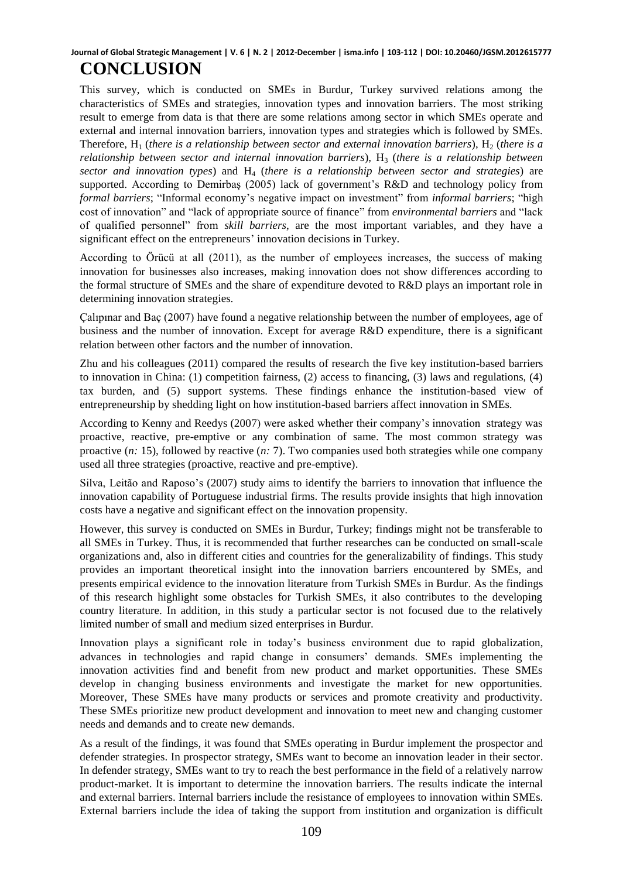# CONCLUSION

This survey, which is conducted on SMEs in Burdur, Turkey survived relations among the characteristics of SMEs and strategies, innovation types and innovation barriers. The most striking result to emerge from data is that there are some relations among sector in which SMEs operate and external and internal innovation barriers, innovation types and strategies which is followed by SMEs. Therefore, $H_1$ (*there is a relationship between sector and external innovation barriers*), $H_2$ (*there is a relationship between sector and internal innovation barriers*), $H_3$ (*there is a relationship between sector and innovation types*) and $H_4$ (*there is a relationship between sector and strategies*) are supported. According to Demirbaş (2005) lack of government's R&D and technology policy from *formal barriers*; "Informal economy's negative impact on investment" from *informal barriers*; "high cost of innovation" and "lack of appropriate source of finance" from *environmental barriers* and "lack of qualified personnel" from *skill barriers*, are the most important variables, and they have a significant effect on the entrepreneurs' innovation decisions in Turkey.

According to Örücü at all (2011), as the number of employees increases, the success of making innovation for businesses also increases, making innovation does not show differences according to the formal structure of SMEs and the share of expenditure devoted to R&D plays an important role in determining innovation strategies.

Çalıpınar and Baç (2007) have found a negative relationship between the number of employees, age of business and the number of innovation. Except for average R&D expenditure, there is a significant relation between other factors and the number of innovation.

Zhu and his colleagues (2011) compared the results of research the five key institution-based barriers to innovation in China: (1) competition fairness, (2) access to financing, (3) laws and regulations, (4) tax burden, and (5) support systems. These findings enhance the institution-based view of entrepreneurship by shedding light on how institution-based barriers affect innovation in SMEs.

According to Kenny and Reedys (2007) were asked whether their company's innovation strategy was proactive, reactive, pre-emptive or any combination of same. The most common strategy was proactive (*n:* 15), followed by reactive (*n:* 7). Two companies used both strategies while one company used all three strategies (proactive, reactive and pre-emptive).

Silva, Leitão and Raposo's (2007) study aims to identify the barriers to innovation that influence the innovation capability of Portuguese industrial firms. The results provide insights that high innovation costs have a negative and significant effect on the innovation propensity.

However, this survey is conducted on SMEs in Burdur, Turkey; findings might not be transferable to all SMEs in Turkey. Thus, it is recommended that further researches can be conducted on small-scale organizations and, also in different cities and countries for the generalizability of findings. This study provides an important theoretical insight into the innovation barriers encountered by SMEs, and presents empirical evidence to the innovation literature from Turkish SMEs in Burdur. As the findings of this research highlight some obstacles for Turkish SMEs, it also contributes to the developing country literature. In addition, in this study a particular sector is not focused due to the relatively limited number of small and medium sized enterprises in Burdur.

Innovation plays a significant role in today's business environment due to rapid globalization, advances in technologies and rapid change in consumers' demands. SMEs implementing the innovation activities find and benefit from new product and market opportunities. These SMEs develop in changing business environments and investigate the market for new opportunities. Moreover, These SMEs have many products or services and promote creativity and productivity. These SMEs prioritize new product development and innovation to meet new and changing customer needs and demands and to create new demands.

As a result of the findings, it was found that SMEs operating in Burdur implement the prospector and defender strategies. In prospector strategy, SMEs want to become an innovation leader in their sector. In defender strategy, SMEs want to try to reach the best performance in the field of a relatively narrow product-market. It is important to determine the innovation barriers. The results indicate the internal and external barriers. Internal barriers include the resistance of employees to innovation within SMEs. External barriers include the idea of taking the support from institution and organization is difficult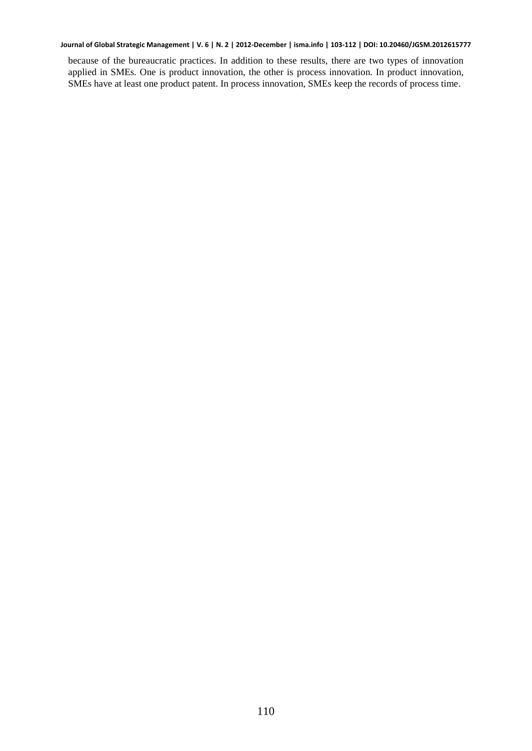because of the bureaucratic practices. In addition to these results, there are two types of innovation applied in SMEs. One is product innovation, the other is process innovation. In product innovation, SMEs have at least one product patent. In process innovation, SMEs keep the records of process time.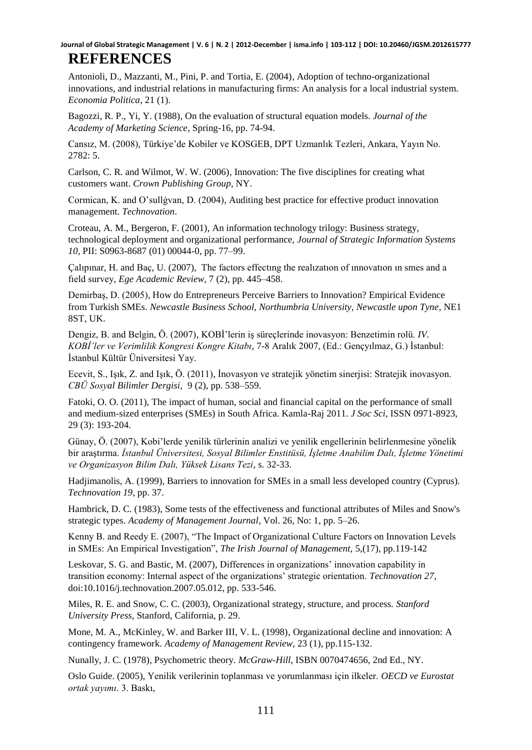# REFERENCES

Antonioli, D., Mazzanti, M., Pini, P. and Tortia, E. (2004), Adoption of techno-organizational innovations, and industrial relations in manufacturing firms: An analysis for a local industrial system. *Economia Politica*, 21 (1).

Bagozzi, R. P., Yi, Y. (1988), On the evaluation of structural equation models. *Journal of the Academy of Marketing Science*, Spring-16, pp. 74-94.

Cansız, M. (2008), Türkiye'de Kobiler ve KOSGEB, DPT Uzmanlık Tezleri, Ankara, Yayın No. 2782: 5.

Carlson, C. R. and Wilmot, W. W. (2006), Innovation: The five disciplines for creating what customers want. *Crown Publishing Group*, NY.

Cormican, K. and O'sullġvan, D. (2004), Auditing best practice for effective product innovation management. *Technovation*.

Croteau, A. M., Bergeron, F. (2001), An information technology trilogy: Business strategy, technological deployment and organizational performance, *Journal of Strategic Information Systems 10*, PII: S0963-8687 (01) 00044-0, pp. 77–99.

Çalıpınar, H. and Baç, U. (2007), The factors effectıng the realızatıon of ınnovatıon ın smes and a fıeld survey, *Ege Academic Review*, 7 (2), pp. 445–458.

Demirbaş, D. (2005), How do Entrepreneurs Perceive Barriers to Innovation? Empirical Evidence from Turkish SMEs. *Newcastle Business School, Northumbria University, Newcastle upon Tyne*, NE1 8ST, UK.

Dengiz, B. and Belgin, Ö. (2007), KOBİ'lerin iş süreçlerinde inovasyon: Benzetimin rolü. *IV. KOBİ'ler ve Verimlilik Kongresi Kongre Kitabı*, 7-8 Aralık 2007, (Ed.: Gençyılmaz, G.) İstanbul: İstanbul Kültür Üniversitesi Yay.

Ecevit, S., Işık, Z. and Işık, Ö. (2011), İnovasyon ve stratejik yönetim sinerjisi: Stratejik inovasyon. *CBÜ Sosyal Bilimler Dergisi*, 9 (2), pp. 538–559.

Fatoki, O. O. (2011), The impact of human, social and financial capital on the performance of small and medium-sized enterprises (SMEs) in South Africa. Kamla-Raj 2011. *J Soc Sci*, ISSN 0971-8923, 29 (3): 193-204.

Günay, Ö. (2007), Kobi'lerde yenilik türlerinin analizi ve yenilik engellerinin belirlenmesine yönelik bir araştırma. *İstanbul Üniversitesi, Sosyal Bilimler Enstitüsü, İşletme Anabilim Dalı, İşletme Yönetimi ve Organizasyon Bilim Dalı, Yüksek Lisans Tezi*, s. 32-33.

Hadjimanolis, A. (1999), Barriers to innovation for SMEs in a small less developed country (Cyprus). *Technovation 19*, pp. 37.

Hambrick, D. C. (1983), Some tests of the effectiveness and functional attributes of Miles and Snow's strategic types. *Academy of Management Journal*, Vol. 26, No: 1, pp. 5–26.

Kenny B. and Reedy E. (2007), "The Impact of Organizational Culture Factors on Innovation Levels in SMEs: An Empirical Investigation", *The Irish Journal of Management*, 5,(17), pp.119-142

Leskovar, S. G. and Bastic, M. (2007), Differences in organizations' innovation capability in transition economy: Internal aspect of the organizations' strategic orientation. *Technovation 27*, doi:10.1016/j.technovation.2007.05.012, pp. 533-546.

Miles, R. E. and Snow, C. C. (2003), Organizational strategy, structure, and process. *Stanford University Press*, Stanford, California, p. 29.

Mone, M. A., McKinley, W. and Barker III, V. L. (1998), Organizational decline and innovation: A contingency framework. *Academy of Management Review*, 23 (1), pp.115-132.

Nunally, J. C. (1978), Psychometric theory. *McGraw-Hill*, ISBN 0070474656, 2nd Ed., NY.

Oslo Guide. (2005), Yenilik verilerinin toplanması ve yorumlanması için ilkeler. *OECD ve Eurostat ortak yayımı*. 3. Baskı,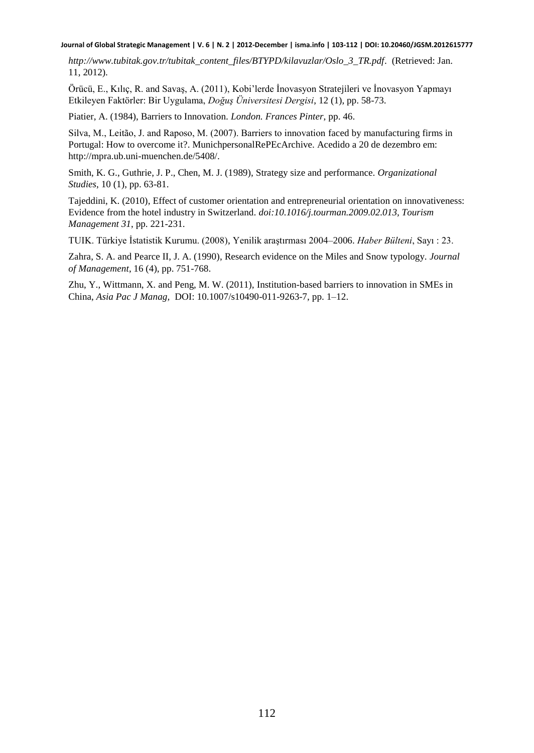*http://www.tubitak.gov.tr/tubitak_content_files/BTYPD/kilavuzlar/Oslo_3_TR.pdf*. (Retrieved: Jan. 11, 2012).

Örücü, E., Kılıç, R. and Savaş, A. (2011), Kobi'lerde İnovasyon Stratejileri ve İnovasyon Yapmayı Etkileyen Faktörler: Bir Uygulama, *Doğuş Üniversitesi Dergisi*, 12 (1), pp. 58-73.

Piatier, A. (1984), Barriers to Innovation. *London. Frances Pinter*, pp. 46.

Silva, M., Leitão, J. and Raposo, M. (2007). Barriers to innovation faced by manufacturing firms in Portugal: How to overcome it?. MunichpersonalRePEcArchive. Acedido a 20 de dezembro em: http://mpra.ub.uni-muenchen.de/5408/.

Smith, K. G., Guthrie, J. P., Chen, M. J. (1989), Strategy size and performance. *Organizational Studies*, 10 (1), pp. 63-81.

Tajeddini, K. (2010), Effect of customer orientation and entrepreneurial orientation on innovativeness: Evidence from the hotel industry in Switzerland. *doi:10.1016/j.tourman.2009.02.013, Tourism Management 31*, pp. 221-231.

TUIK. Türkiye İstatistik Kurumu. (2008), Yenilik araştırması 2004–2006. *Haber Bülteni*, Sayı : 23.

Zahra, S. A. and Pearce II, J. A. (1990), Research evidence on the Miles and Snow typology. *Journal of Management*, 16 (4), pp. 751-768.

Zhu, Y., Wittmann, X. and Peng, M. W. (2011), Institution-based barriers to innovation in SMEs in China, *Asia Pac J Manag*, DOI: 10.1007/s10490-011-9263-7, pp. 1–12.